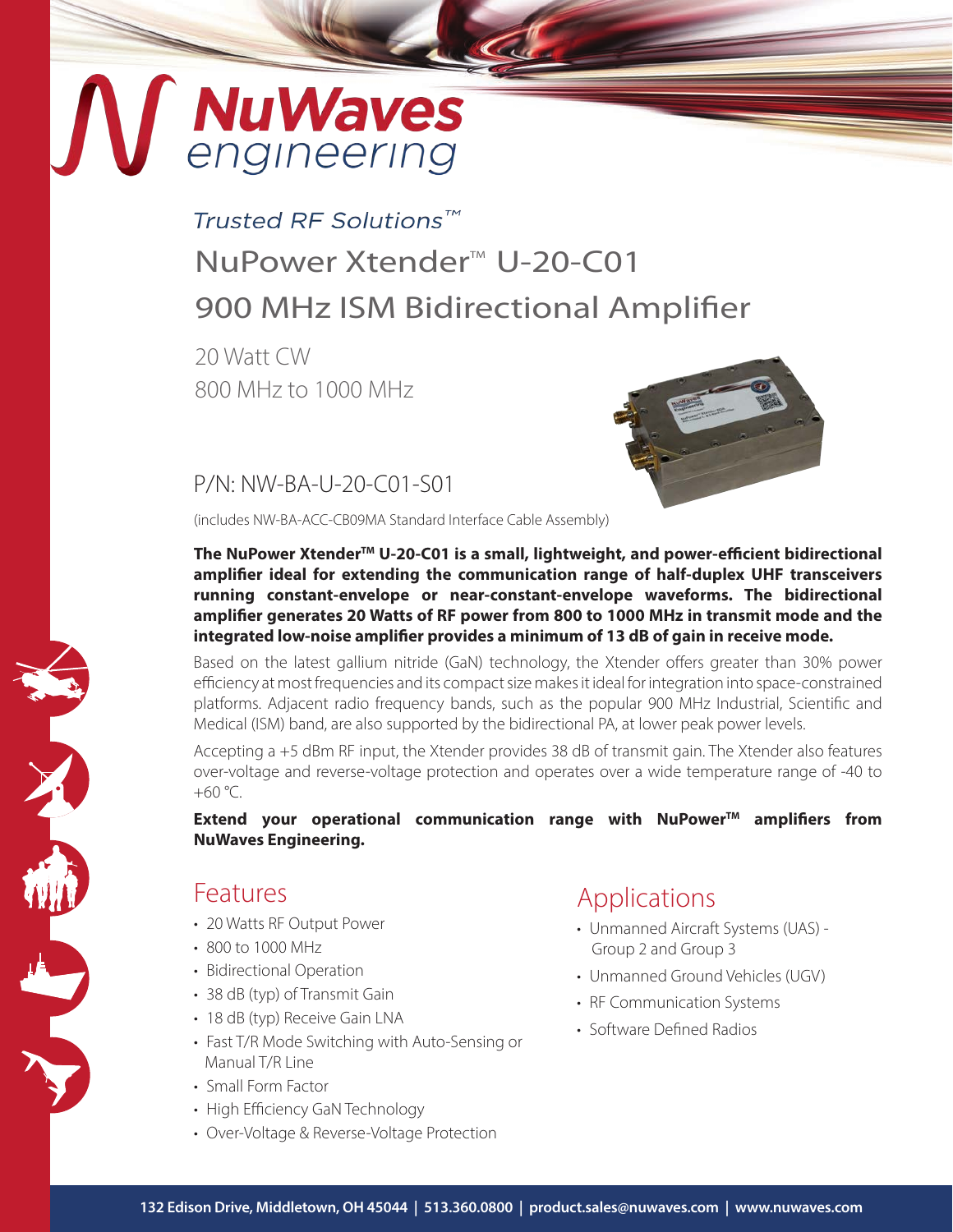# NuWaves engineering

*Trusted RF Solutions™*

## NuPower Xtender™ U-20-C01
## 900 MHz ISM Bidirectional Amplifier

20 Watt CW
800 MHz to 1000 MHz

P/N: NW-BA-U-20-C01-S01

(includes NW-BA-ACC-CB09MA Standard Interface Cable Assembly)

**The NuPower Xtender™ U-20-C01 is a small, lightweight, and power-efficient bidirectional amplifier ideal for extending the communication range of half-duplex UHF transceivers running constant-envelope or near-constant-envelope waveforms. The bidirectional amplifier generates 20 Watts of RF power from 800 to 1000 MHz in transmit mode and the integrated low-noise amplifier provides a minimum of 13 dB of gain in receive mode.**

Based on the latest gallium nitride (GaN) technology, the Xtender offers greater than 30% power efficiency at most frequencies and its compact size makes it ideal for integration into space-constrained platforms. Adjacent radio frequency bands, such as the popular 900 MHz Industrial, Scientific and Medical (ISM) band, are also supported by the bidirectional PA, at lower peak power levels.

Accepting a +5 dBm RF input, the Xtender provides 38 dB of transmit gain. The Xtender also features over-voltage and reverse-voltage protection and operates over a wide temperature range of -40 to +60 °C.

**Extend your operational communication range with NuPower™ amplifiers from NuWaves Engineering.**

## Features

- 20 Watts RF Output Power
- 800 to 1000 MHz
- Bidirectional Operation
- 38 dB (typ) of Transmit Gain
- 18 dB (typ) Receive Gain LNA
- Fast T/R Mode Switching with Auto-Sensing or Manual T/R Line
- Small Form Factor
- High Efficiency GaN Technology
- Over-Voltage & Reverse-Voltage Protection

## Applications

- Unmanned Aircraft Systems (UAS) - Group 2 and Group 3
- Unmanned Ground Vehicles (UGV)
- RF Communication Systems
- Software Defined Radios

**132 Edison Drive, Middletown, OH 45044 | 513.360.0800 | product.sales@nuwaves.com | www.nuwaves.com**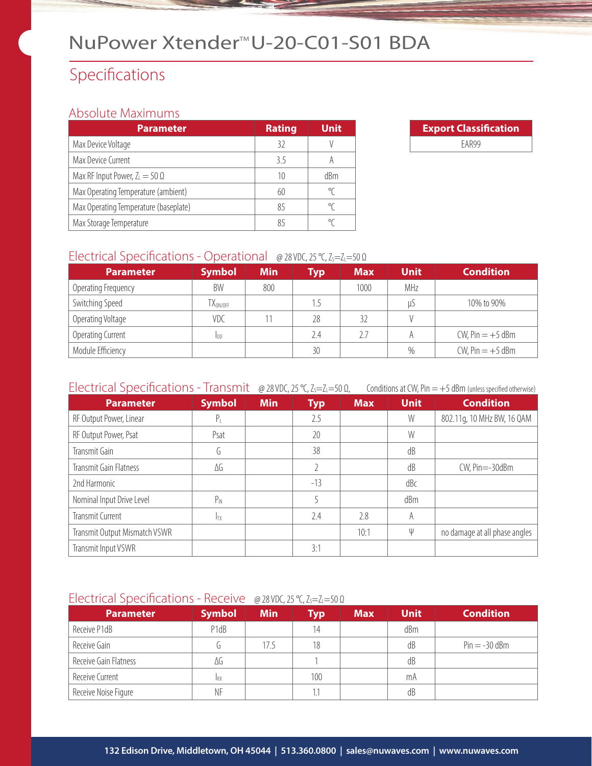# NuPower Xtender™ U-20-C01-S01 BDA

## Specifications

### Absolute Maximums

| Parameter | Rating | Unit |
|---|---|---|
| Max Device Voltage | 32 | V |
| Max Device Current | 3.5 | A |
| Max RF Input Power, $Z_L = 50\ \Omega$ | 10 | dBm |
| Max Operating Temperature (ambient) | 60 | °C |
| Max Operating Temperature (baseplate) | 85 | °C |
| Max Storage Temperature | 85 | °C |

| Export Classification |
|---|
| EAR99 |

### Electrical Specifications - Operational

@ 28 VDC, 25 °C, $Z_S = Z_L = 50\ \Omega$

| Parameter | Symbol | Min | Typ | Max | Unit | Condition |
|---|---|---|---|---|---|---|
| Operating Frequency | BW | 800 | | 1000 | MHz | |
| Switching Speed | $TX_{ON/OFF}$ | | 1.5 | | µS | 10% to 90% |
| Operating Voltage | VDC | 11 | 28 | 32 | V | |
| Operating Current | $I_{DD}$ | | 2.4 | 2.7 | A | CW, Pin = +5 dBm |
| Module Efficiency | | | 30 | | % | CW, Pin = +5 dBm |

### Electrical Specifications - Transmit

@ 28 VDC, 25 °C, $Z_S = Z_L = 50\ \Omega$, Conditions at CW, Pin = +5 dBm (unless specified otherwise)

| Parameter | Symbol | Min | Typ | Max | Unit | Condition |
|---|---|---|---|---|---|---|
| RF Output Power, Linear | $P_L$ | | 2.5 | | W | 802.11g, 10 MHz BW, 16 QAM |
| RF Output Power, Psat | Psat | | 20 | | W | |
| Transmit Gain | G | | 38 | | dB | |
| Transmit Gain Flatness | ΔG | | 2 | | dB | CW, Pin=-30dBm |
| 2nd Harmonic | | | -13 | | dBc | |
| Nominal Input Drive Level | $P_{IN}$ | | 5 | | dBm | |
| Transmit Current | $I_{TX}$ | | 2.4 | 2.8 | A | |
| Transmit Output Mismatch VSWR | | | | 10:1 | Ψ | no damage at all phase angles |
| Transmit Input VSWR | | | 3:1 | | | |

### Electrical Specifications - Receive

@ 28 VDC, 25 °C, $Z_S = Z_L = 50\ \Omega$

| Parameter | Symbol | Min | Typ | Max | Unit | Condition |
|---|---|---|---|---|---|---|
| Receive P1dB | P1dB | | 14 | | dBm | |
| Receive Gain | G | 17.5 | 18 | | dB | Pin = -30 dBm |
| Receive Gain Flatness | ΔG | | 1 | | dB | |
| Receive Current | $I_{RX}$ | | 100 | | mA | |
| Receive Noise Figure | NF | | 1.1 | | dB | |

132 Edison Drive, Middletown, OH 45044 | 513.360.0800 | sales@nuwaves.com | www.nuwaves.com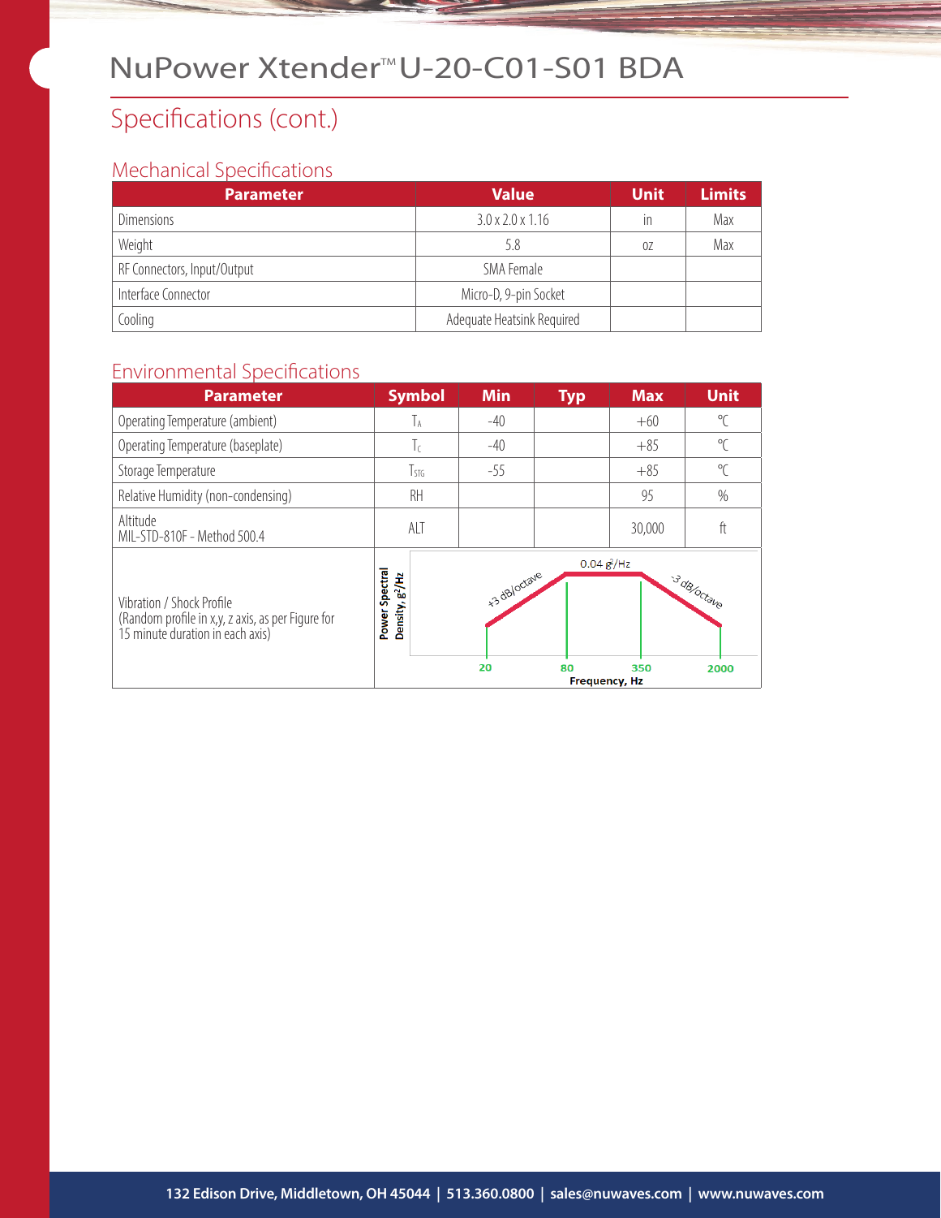# NuPower Xtender™ U-20-C01-S01 BDA

## Specifications (cont.)

### Mechanical Specifications

| Parameter | Value | Unit | Limits |
|---|---|---|---|
| Dimensions | 3.0 x 2.0 x 1.16 | in | Max |
| Weight | 5.8 | oz | Max |
| RF Connectors, Input/Output | SMA Female | | |
| Interface Connector | Micro-D, 9-pin Socket | | |
| Cooling | Adequate Heatsink Required | | |

### Environmental Specifications

| Parameter | Symbol | Min | Typ | Max | Unit |
|---|---|---|---|---|---|
| Operating Temperature (ambient) | $T_A$ | -40 | | +60 | °C |
| Operating Temperature (baseplate) | $T_C$ | -40 | | +85 | °C |
| Storage Temperature | $T_{STG}$ | -55 | | +85 | °C |
| Relative Humidity (non-condensing) | RH | | | 95 | % |
| Altitude MIL-STD-810F - Method 500.4 | ALT | | | 30,000 | ft |
| Vibration / Shock Profile (Random profile in x,y, z axis, as per Figure for 15 minute duration in each axis) | Power Spectral Density, $g^2$/Hz: +3 dB/octave from 20 Hz to 80 Hz; 0.04 $g^2$/Hz from 80 Hz to 350 Hz; -3 dB/octave from 350 Hz to 2000 Hz (Frequency, Hz: 20, 80, 350, 2000) | | | | |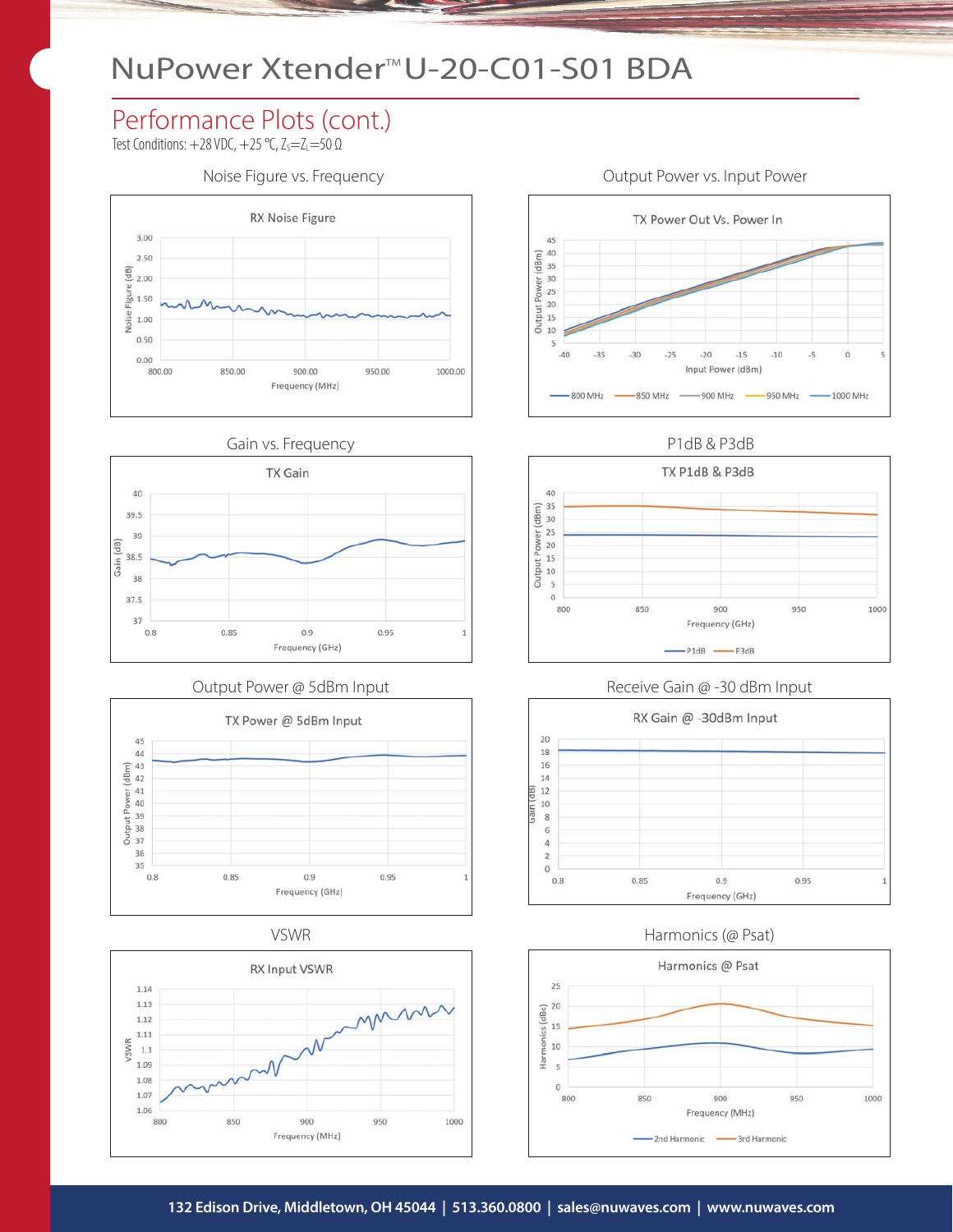# NuPower Xtender™ U-20-C01-S01 BDA

## Performance Plots (cont.)

Test Conditions: +28 VDC, +25 °C, $Z_S$=$Z_L$=50 Ω

### Noise Figure vs. Frequency

RX Noise Figure

### Output Power vs. Input Power

TX Power Out Vs. Power In

### Gain vs. Frequency

TX Gain

### P1dB & P3dB

TX P1dB & P3dB

### Output Power @ 5dBm Input

TX Power @ 5dBm Input

### Receive Gain @ -30 dBm Input

RX Gain @ -30dBm Input

### VSWR

RX Input VSWR

### Harmonics (@ Psat)

Harmonics @ Psat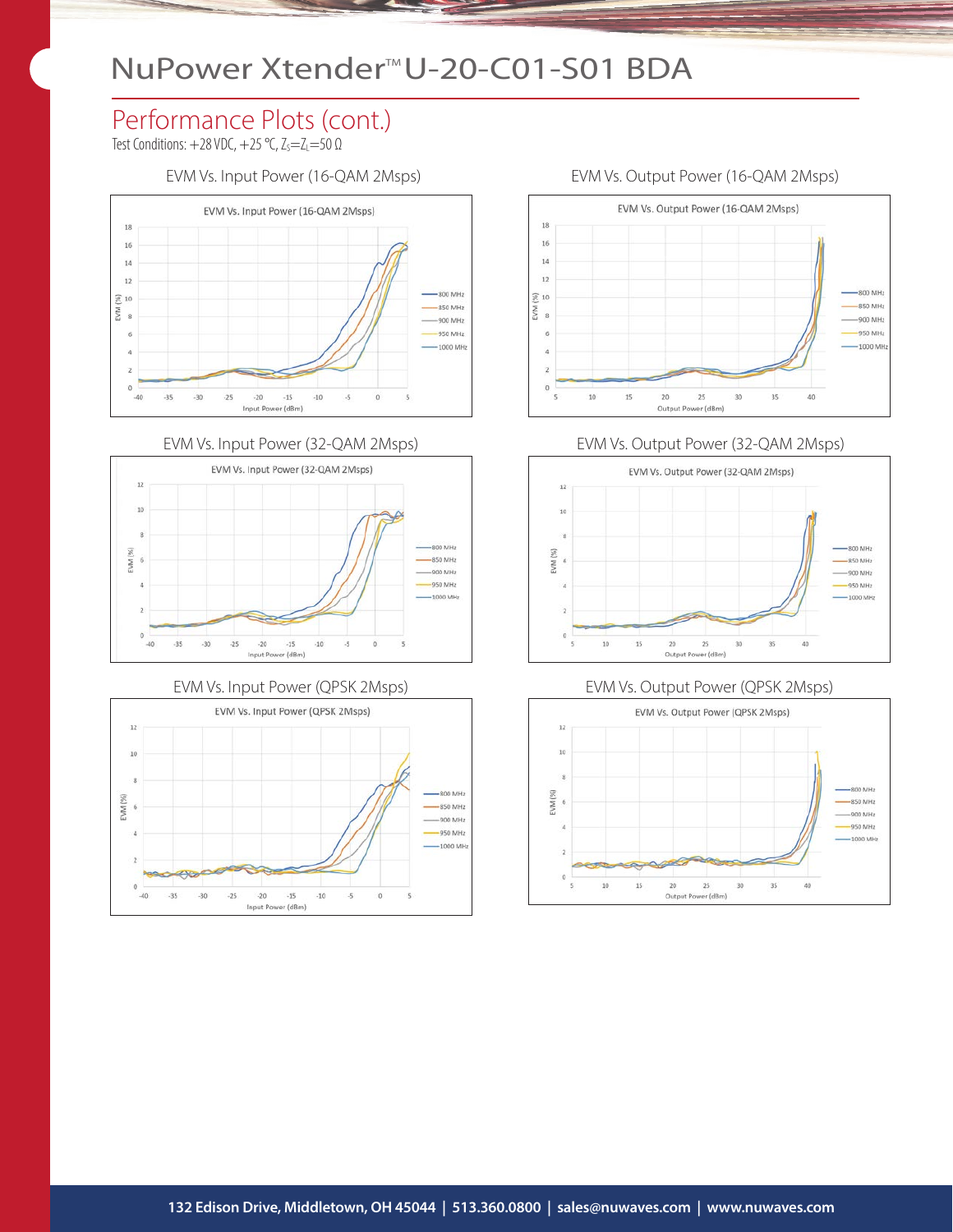# NuPower Xtender™ U-20-C01-S01 BDA

## Performance Plots (cont.)

Test Conditions: +28 VDC, +25 °C, $Z_S$=$Z_L$=50 Ω

EVM Vs. Input Power (16-QAM 2Msps)

EVM Vs. Output Power (16-QAM 2Msps)

EVM Vs. Input Power (32-QAM 2Msps)

EVM Vs. Output Power (32-QAM 2Msps)

EVM Vs. Input Power (QPSK 2Msps)

EVM Vs. Output Power (QPSK 2Msps)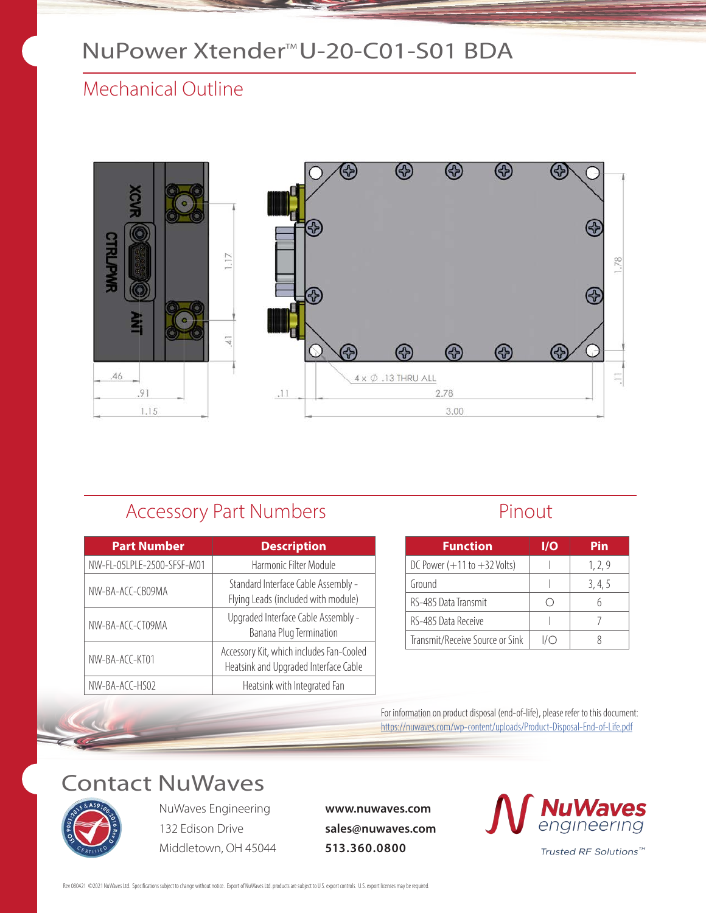# NuPower Xtender™ U-20-C01-S01 BDA

## Mechanical Outline

XCVR
CTRL/PWR
ANT

1.17
.41
.46
.91
1.15
4 × ∅ .13 THRU ALL
.11
2.78
3.00
1.78
.11

## Accessory Part Numbers

| Part Number | Description |
|---|---|
| NW-FL-05LPLE-2500-SFSF-M01 | Harmonic Filter Module |
| NW-BA-ACC-CB09MA | Standard Interface Cable Assembly - Flying Leads (included with module) |
| NW-BA-ACC-CT09MA | Upgraded Interface Cable Assembly - Banana Plug Termination |
| NW-BA-ACC-KT01 | Accessory Kit, which includes Fan-Cooled Heatsink and Upgraded Interface Cable |
| NW-BA-ACC-HS02 | Heatsink with Integrated Fan |

## Pinout

| Function | I/O | Pin |
|---|---|---|
| DC Power (+11 to +32 Volts) | I | 1, 2, 9 |
| Ground | I | 3, 4, 5 |
| RS-485 Data Transmit | O | 6 |
| RS-485 Data Receive | I | 7 |
| Transmit/Receive Source or Sink | I/O | 8 |

For information on product disposal (end-of-life), please refer to this document: https://nuwaves.com/wp-content/uploads/Product-Disposal-End-of-Life.pdf

## Contact NuWaves

NuWaves Engineering
132 Edison Drive
Middletown, OH 45044

**www.nuwaves.com**
**sales@nuwaves.com**
**513.360.0800**

NuWaves engineering
Trusted RF Solutions™

Rev 080421 ©2021 NuWaves Ltd. Specifications subject to change without notice. Export of NuWaves Ltd. products are subject to U.S. export controls. U.S. export licenses may be required.